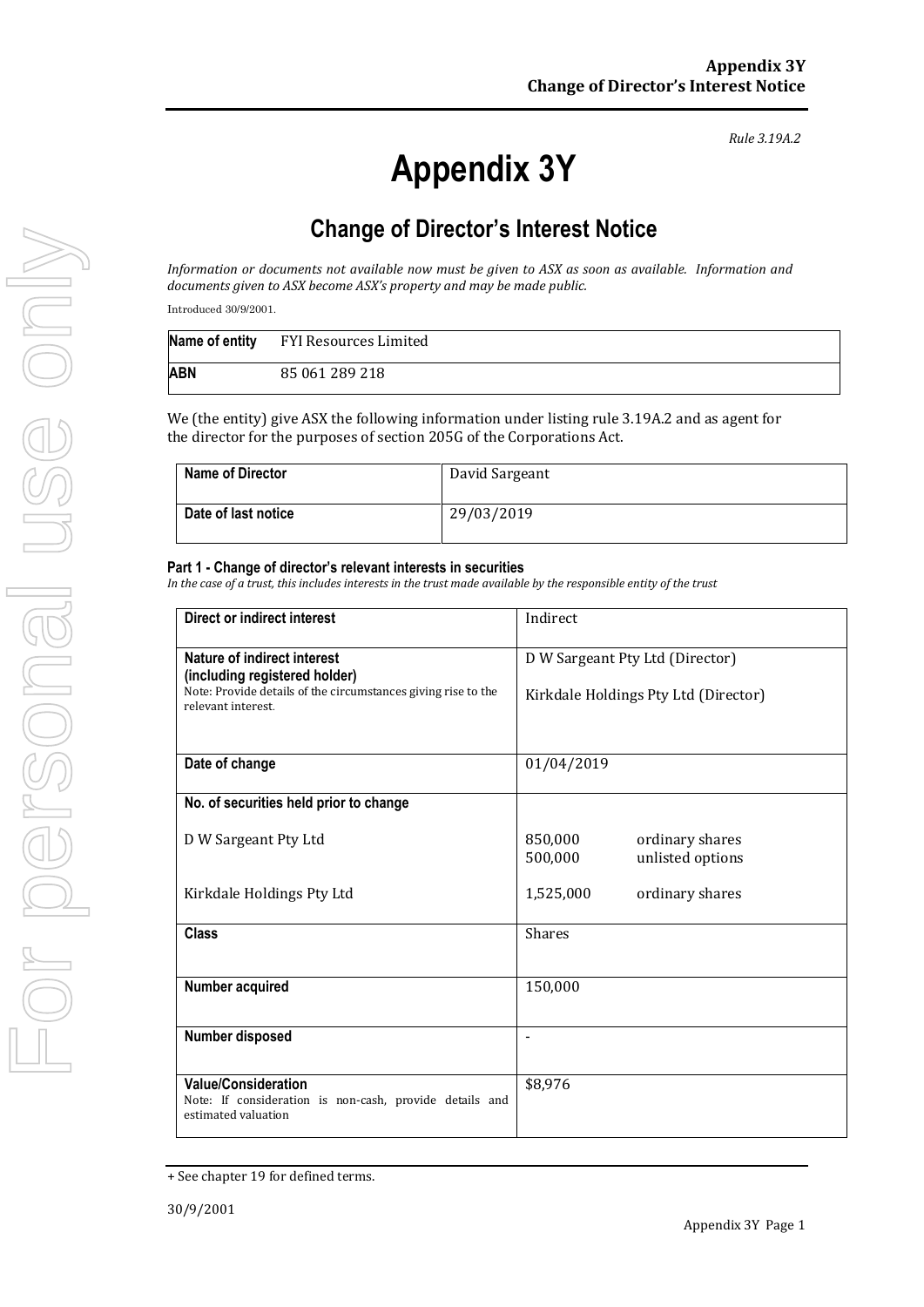*Rule 3.19A.2*

# Appendix 3Y

## Change of Director's Interest Notice

*Information or documents not available now must be given to ASX as soon as available. Information and documents given to ASX become ASX's property and may be made public.*

Introduced 30/9/2001.

| **Name of entity** | FYI Resources Limited |
|---|---|
| **ABN** | 85 061 289 218 |

We (the entity) give ASX the following information under listing rule 3.19A.2 and as agent for the director for the purposes of section 205G of the Corporations Act.

| **Name of Director** | David Sargeant |
|---|---|
| **Date of last notice** | 29/03/2019 |

**Part 1 - Change of director's relevant interests in securities**

*In the case of a trust, this includes interests in the trust made available by the responsible entity of the trust*

| **Direct or indirect interest** | Indirect |
|---|---|
| **Nature of indirect interest (including registered holder)**<br>Note: Provide details of the circumstances giving rise to the relevant interest. | D W Sargeant Pty Ltd (Director)<br><br>Kirkdale Holdings Pty Ltd (Director) |
| **Date of change** | 01/04/2019 |
| **No. of securities held prior to change**<br><br>D W Sargeant Pty Ltd<br><br>Kirkdale Holdings Pty Ltd | <br><br>850,000 ordinary shares<br>500,000 unlisted options<br><br>1,525,000 ordinary shares |
| **Class** | Shares |
| **Number acquired** | 150,000 |
| **Number disposed** | - |
| **Value/Consideration**<br>Note: If consideration is non-cash, provide details and estimated valuation | $8,976 |

+ See chapter 19 for defined terms.

30/9/2001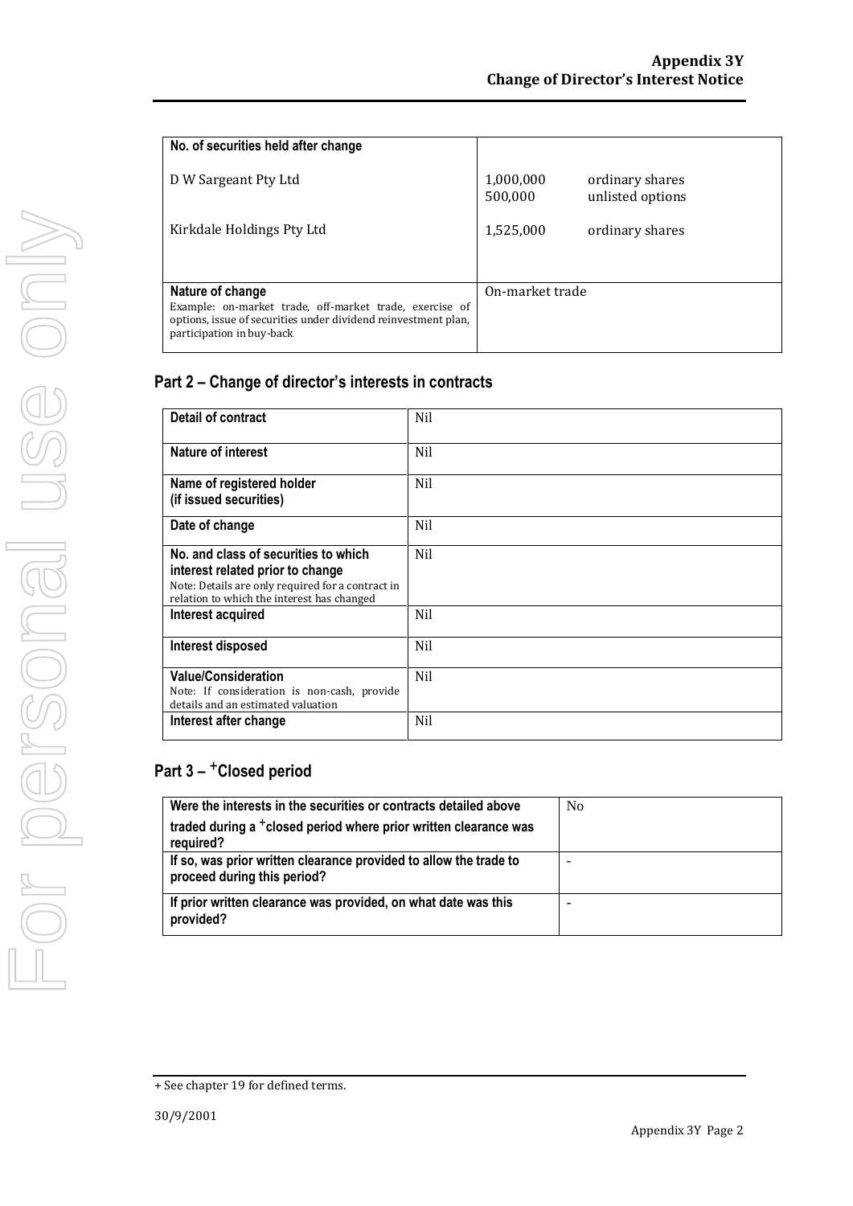| | | |
|---|---|---|
| **No. of securities held after change**<br><br>D W Sargeant Pty Ltd<br><br>Kirkdale Holdings Pty Ltd | 1,000,000<br>500,000<br><br>1,525,000 | ordinary shares<br>unlisted options<br><br>ordinary shares |
| **Nature of change**<br>Example: on-market trade, off-market trade, exercise of options, issue of securities under dividend reinvestment plan, participation in buy-back | On-market trade | |

## Part 2 – Change of director's interests in contracts

| | |
|---|---|
| **Detail of contract** | Nil |
| **Nature of interest** | Nil |
| **Name of registered holder (if issued securities)** | Nil |
| **Date of change** | Nil |
| **No. and class of securities to which interest related prior to change**<br>Note: Details are only required for a contract in relation to which the interest has changed | Nil |
| **Interest acquired** | Nil |
| **Interest disposed** | Nil |
| **Value/Consideration**<br>Note: If consideration is non-cash, provide details and an estimated valuation | Nil |
| **Interest after change** | Nil |

## Part 3 – +Closed period

| | |
|---|---|
| **Were the interests in the securities or contracts detailed above traded during a +closed period where prior written clearance was required?** | No |
| **If so, was prior written clearance provided to allow the trade to proceed during this period?** | - |
| **If prior written clearance was provided, on what date was this provided?** | - |

+ See chapter 19 for defined terms.

30/9/2001